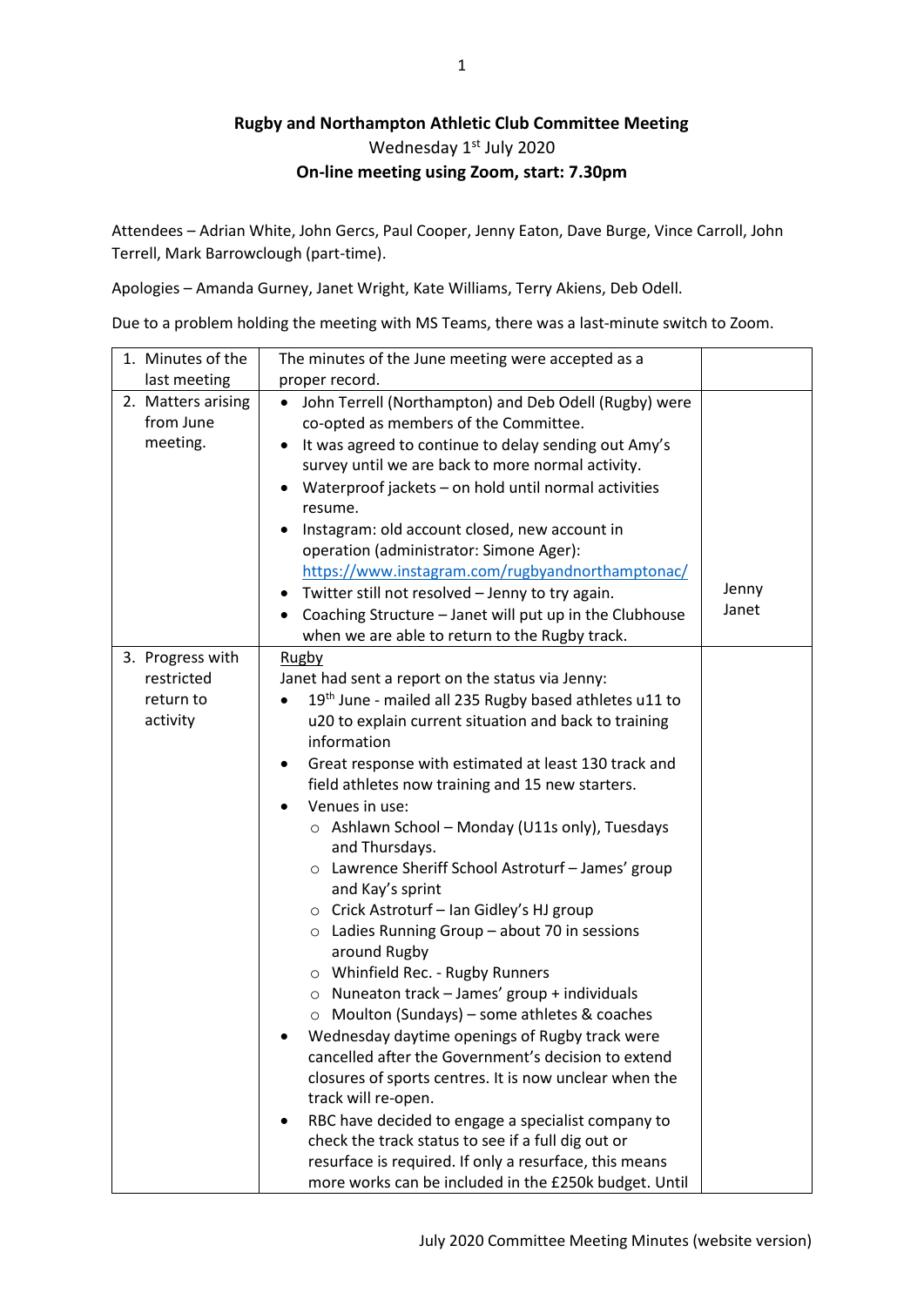**Rugby and Northampton Athletic Club Committee Meeting**

Wednesday 1st July 2020

**On-line meeting using Zoom, start: 7.30pm**

Attendees – Adrian White, John Gercs, Paul Cooper, Jenny Eaton, Dave Burge, Vince Carroll, John Terrell, Mark Barrowclough (part-time).

Apologies – Amanda Gurney, Janet Wright, Kate Williams, Terry Akiens, Deb Odell.

Due to a problem holding the meeting with MS Teams, there was a last-minute switch to Zoom.

| | | |
|---|---|---|
| 1. Minutes of the last meeting | The minutes of the June meeting were accepted as a proper record. | |
| 2. Matters arising from June meeting. | • John Terrell (Northampton) and Deb Odell (Rugby) were co-opted as members of the Committee.<br>• It was agreed to continue to delay sending out Amy's survey until we are back to more normal activity.<br>• Waterproof jackets – on hold until normal activities resume.<br>• Instagram: old account closed, new account in operation (administrator: Simone Ager): https://www.instagram.com/rugbyandnorthamptonac/<br>• Twitter still not resolved – Jenny to try again.<br>• Coaching Structure – Janet will put up in the Clubhouse when we are able to return to the Rugby track. | Jenny<br>Janet |
| 3. Progress with restricted return to activity | Rugby<br>Janet had sent a report on the status via Jenny:<br>• 19th June - mailed all 235 Rugby based athletes u11 to u20 to explain current situation and back to training information<br>• Great response with estimated at least 130 track and field athletes now training and 15 new starters.<br>• Venues in use:<br>  ○ Ashlawn School – Monday (U11s only), Tuesdays and Thursdays.<br>  ○ Lawrence Sheriff School Astroturf – James' group and Kay's sprint<br>  ○ Crick Astroturf – Ian Gidley's HJ group<br>  ○ Ladies Running Group – about 70 in sessions around Rugby<br>  ○ Whinfield Rec. - Rugby Runners<br>  ○ Nuneaton track – James' group + individuals<br>  ○ Moulton (Sundays) – some athletes & coaches<br>• Wednesday daytime openings of Rugby track were cancelled after the Government's decision to extend closures of sports centres. It is now unclear when the track will re-open.<br>• RBC have decided to engage a specialist company to check the track status to see if a full dig out or resurface is required. If only a resurface, this means more works can be included in the £250k budget. Until | |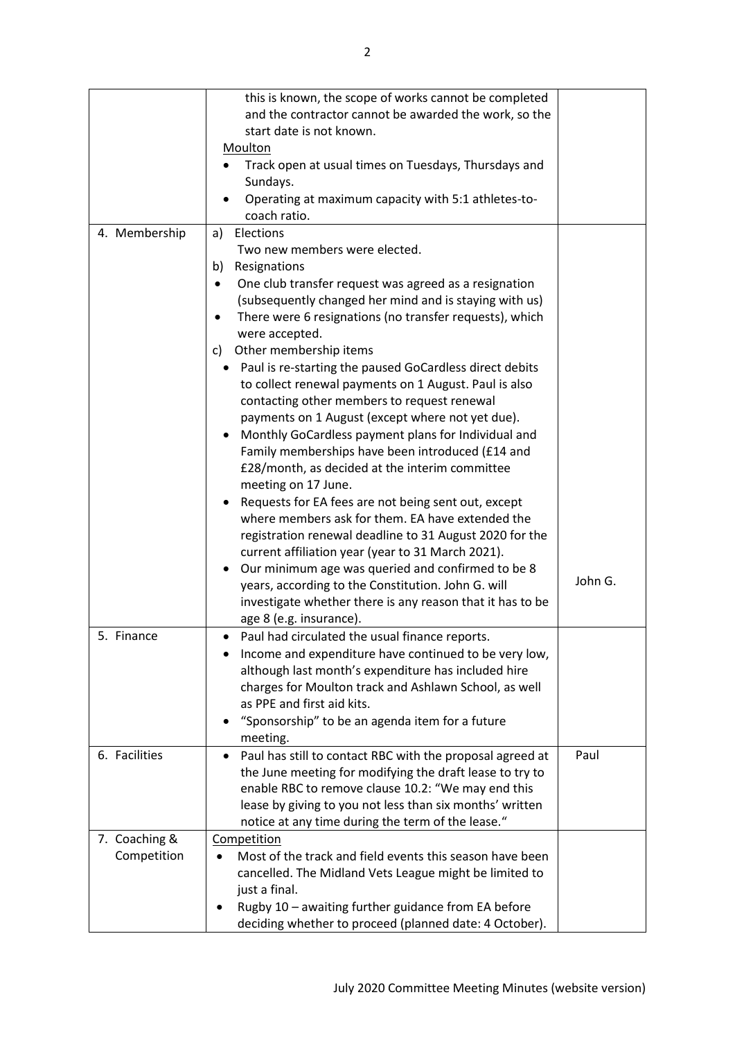| | | |
|---|---|---|
| | this is known, the scope of works cannot be completed and the contractor cannot be awarded the work, so the start date is not known.<br>Moulton<br>• Track open at usual times on Tuesdays, Thursdays and Sundays.<br>• Operating at maximum capacity with 5:1 athletes-to-coach ratio. | |
| 4. Membership | a) Elections<br>Two new members were elected.<br>b) Resignations<br>• One club transfer request was agreed as a resignation (subsequently changed her mind and is staying with us)<br>• There were 6 resignations (no transfer requests), which were accepted.<br>c) Other membership items<br>• Paul is re-starting the paused GoCardless direct debits to collect renewal payments on 1 August. Paul is also contacting other members to request renewal payments on 1 August (except where not yet due).<br>• Monthly GoCardless payment plans for Individual and Family memberships have been introduced (£14 and £28/month, as decided at the interim committee meeting on 17 June.<br>• Requests for EA fees are not being sent out, except where members ask for them. EA have extended the registration renewal deadline to 31 August 2020 for the current affiliation year (year to 31 March 2021).<br>• Our minimum age was queried and confirmed to be 8 years, according to the Constitution. John G. will investigate whether there is any reason that it has to be age 8 (e.g. insurance). | John G. |
| 5. Finance | • Paul had circulated the usual finance reports.<br>• Income and expenditure have continued to be very low, although last month's expenditure has included hire charges for Moulton track and Ashlawn School, as well as PPE and first aid kits.<br>• "Sponsorship" to be an agenda item for a future meeting. | |
| 6. Facilities | • Paul has still to contact RBC with the proposal agreed at the June meeting for modifying the draft lease to try to enable RBC to remove clause 10.2: "We may end this lease by giving to you not less than six months' written notice at any time during the term of the lease." | Paul |
| 7. Coaching & Competition | Competition<br>• Most of the track and field events this season have been cancelled. The Midland Vets League might be limited to just a final.<br>• Rugby 10 – awaiting further guidance from EA before deciding whether to proceed (planned date: 4 October). | |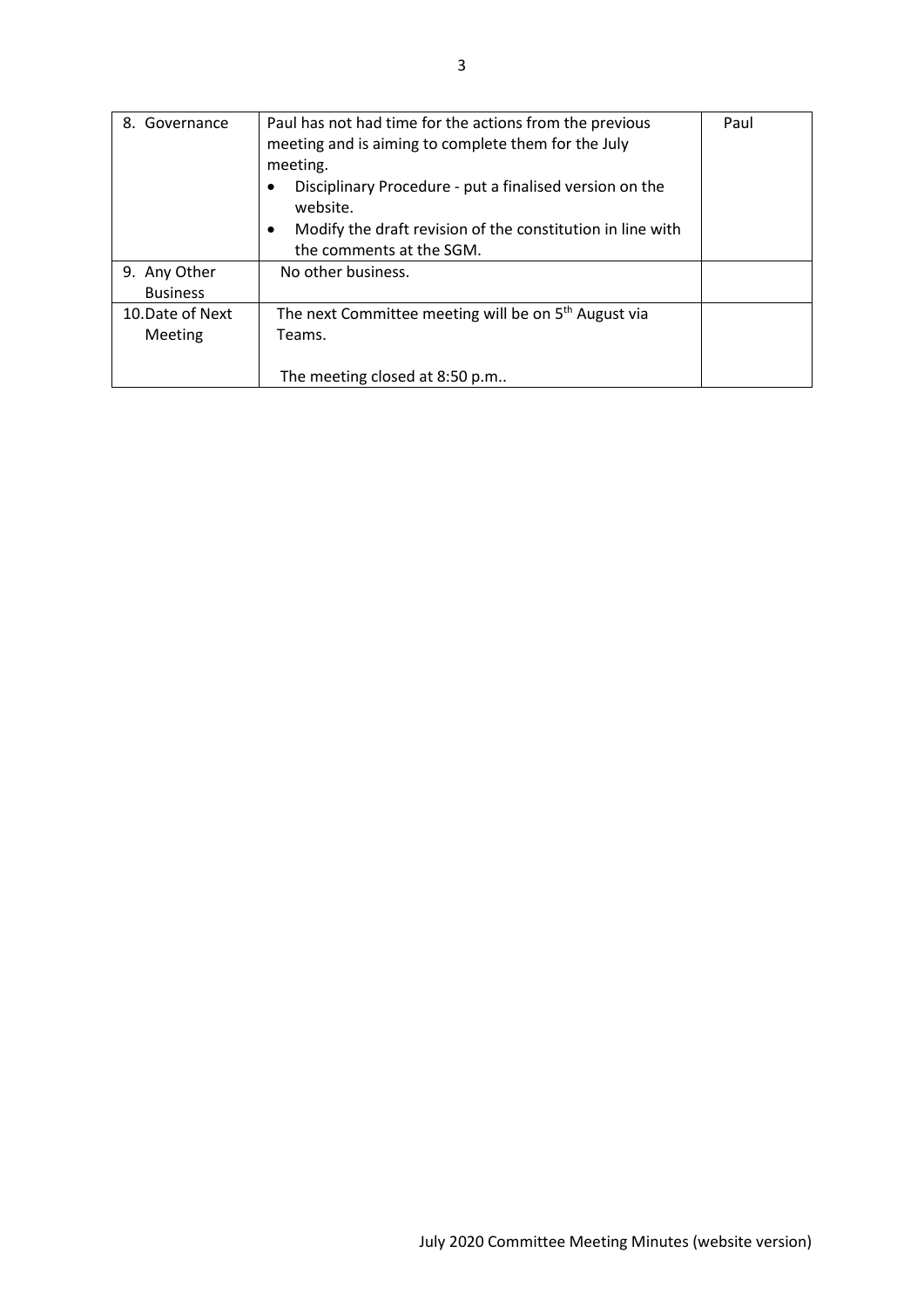| | | |
|---|---|---|
| 8. Governance | Paul has not had time for the actions from the previous meeting and is aiming to complete them for the July meeting.<br>• Disciplinary Procedure - put a finalised version on the website.<br>• Modify the draft revision of the constitution in line with the comments at the SGM. | Paul |
| 9. Any Other Business | No other business. | |
| 10. Date of Next Meeting | The next Committee meeting will be on 5th August via Teams.<br><br>The meeting closed at 8:50 p.m.. | |

July 2020 Committee Meeting Minutes (website version)